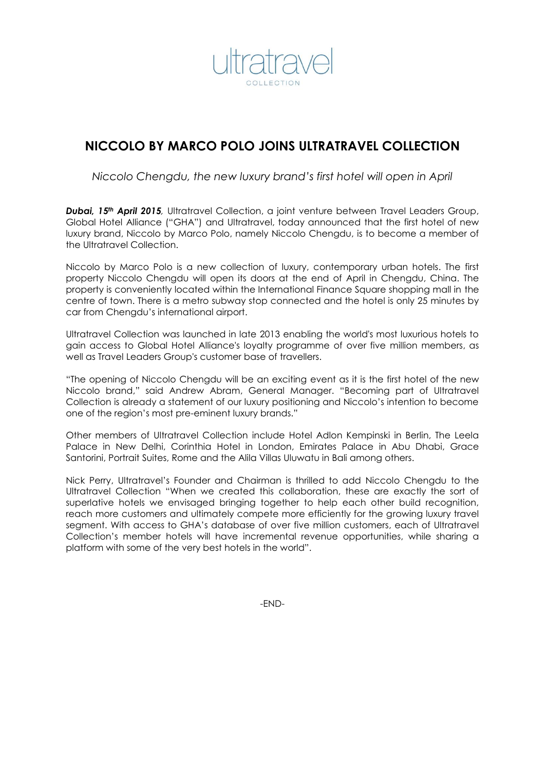ultratravel
COLLECTION

# NICCOLO BY MARCO POLO JOINS ULTRATRAVEL COLLECTION

*Niccolo Chengdu, the new luxury brand's first hotel will open in April*

***Dubai, 15th April 2015***, Ultratravel Collection, a joint venture between Travel Leaders Group, Global Hotel Alliance ("GHA") and Ultratravel, today announced that the first hotel of new luxury brand, Niccolo by Marco Polo, namely Niccolo Chengdu, is to become a member of the Ultratravel Collection.

Niccolo by Marco Polo is a new collection of luxury, contemporary urban hotels. The first property Niccolo Chengdu will open its doors at the end of April in Chengdu, China. The property is conveniently located within the International Finance Square shopping mall in the centre of town. There is a metro subway stop connected and the hotel is only 25 minutes by car from Chengdu's international airport.

Ultratravel Collection was launched in late 2013 enabling the world's most luxurious hotels to gain access to Global Hotel Alliance's loyalty programme of over five million members, as well as Travel Leaders Group's customer base of travellers.

"The opening of Niccolo Chengdu will be an exciting event as it is the first hotel of the new Niccolo brand," said Andrew Abram, General Manager. "Becoming part of Ultratravel Collection is already a statement of our luxury positioning and Niccolo's intention to become one of the region's most pre-eminent luxury brands."

Other members of Ultratravel Collection include Hotel Adlon Kempinski in Berlin, The Leela Palace in New Delhi, Corinthia Hotel in London, Emirates Palace in Abu Dhabi, Grace Santorini, Portrait Suites, Rome and the Alila Villas Uluwatu in Bali among others.

Nick Perry, Ultratravel's Founder and Chairman is thrilled to add Niccolo Chengdu to the Ultratravel Collection "When we created this collaboration, these are exactly the sort of superlative hotels we envisaged bringing together to help each other build recognition, reach more customers and ultimately compete more efficiently for the growing luxury travel segment. With access to GHA's database of over five million customers, each of Ultratravel Collection's member hotels will have incremental revenue opportunities, while sharing a platform with some of the very best hotels in the world".

-END-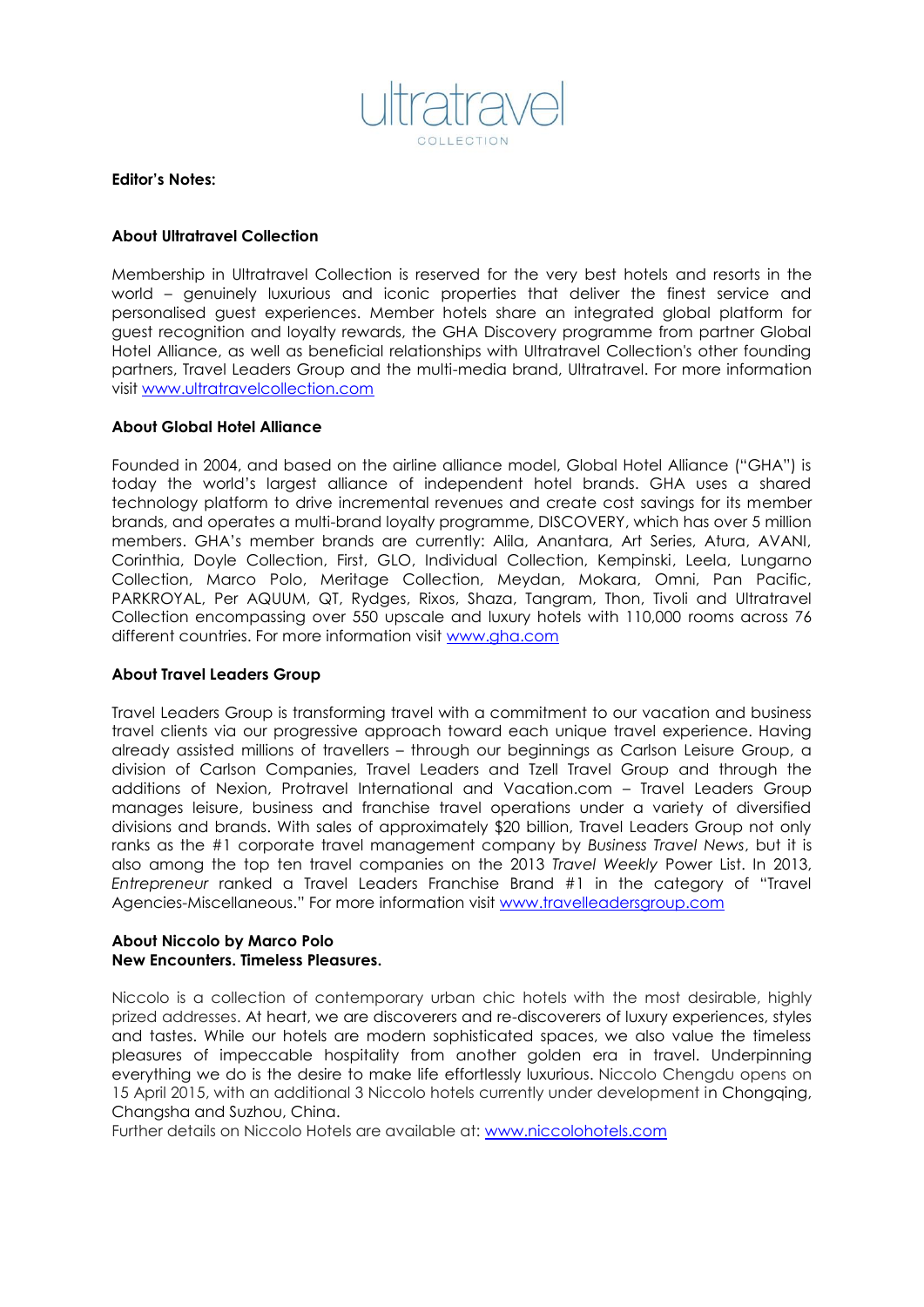ultratravel

COLLECTION

**Editor's Notes:**

**About Ultratravel Collection**

Membership in Ultratravel Collection is reserved for the very best hotels and resorts in the world – genuinely luxurious and iconic properties that deliver the finest service and personalised guest experiences. Member hotels share an integrated global platform for guest recognition and loyalty rewards, the GHA Discovery programme from partner Global Hotel Alliance, as well as beneficial relationships with Ultratravel Collection's other founding partners, Travel Leaders Group and the multi-media brand, Ultratravel. For more information visit www.ultratravelcollection.com

**About Global Hotel Alliance**

Founded in 2004, and based on the airline alliance model, Global Hotel Alliance ("GHA") is today the world's largest alliance of independent hotel brands. GHA uses a shared technology platform to drive incremental revenues and create cost savings for its member brands, and operates a multi-brand loyalty programme, DISCOVERY, which has over 5 million members. GHA's member brands are currently: Alila, Anantara, Art Series, Atura, AVANI, Corinthia, Doyle Collection, First, GLO, Individual Collection, Kempinski, Leela, Lungarno Collection, Marco Polo, Meritage Collection, Meydan, Mokara, Omni, Pan Pacific, PARKROYAL, Per AQUUM, QT, Rydges, Rixos, Shaza, Tangram, Thon, Tivoli and Ultratravel Collection encompassing over 550 upscale and luxury hotels with 110,000 rooms across 76 different countries. For more information visit www.gha.com

**About Travel Leaders Group**

Travel Leaders Group is transforming travel with a commitment to our vacation and business travel clients via our progressive approach toward each unique travel experience. Having already assisted millions of travellers – through our beginnings as Carlson Leisure Group, a division of Carlson Companies, Travel Leaders and Tzell Travel Group and through the additions of Nexion, Protravel International and Vacation.com – Travel Leaders Group manages leisure, business and franchise travel operations under a variety of diversified divisions and brands. With sales of approximately $20 billion, Travel Leaders Group not only ranks as the #1 corporate travel management company by *Business Travel News*, but it is also among the top ten travel companies on the 2013 *Travel Weekly* Power List. In 2013, *Entrepreneur* ranked a Travel Leaders Franchise Brand #1 in the category of "Travel Agencies-Miscellaneous." For more information visit www.travelleadersgroup.com

**About Niccolo by Marco Polo**
**New Encounters. Timeless Pleasures.**

Niccolo is a collection of contemporary urban chic hotels with the most desirable, highly prized addresses. At heart, we are discoverers and re-discoverers of luxury experiences, styles and tastes. While our hotels are modern sophisticated spaces, we also value the timeless pleasures of impeccable hospitality from another golden era in travel. Underpinning everything we do is the desire to make life effortlessly luxurious. Niccolo Chengdu opens on 15 April 2015, with an additional 3 Niccolo hotels currently under development in Chongqing, Changsha and Suzhou, China.
Further details on Niccolo Hotels are available at: www.niccolohotels.com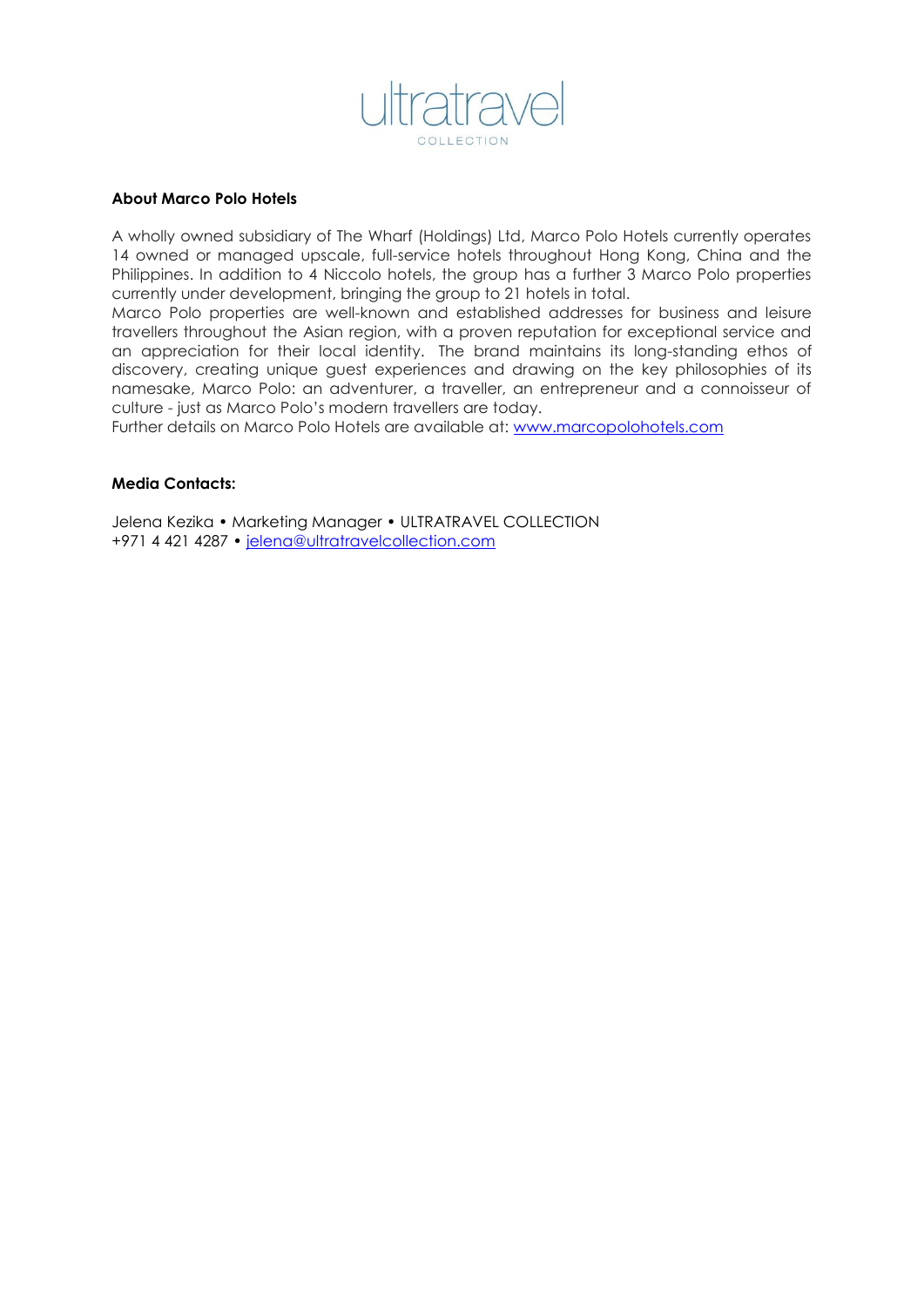**About Marco Polo Hotels**

A wholly owned subsidiary of The Wharf (Holdings) Ltd, Marco Polo Hotels currently operates 14 owned or managed upscale, full-service hotels throughout Hong Kong, China and the Philippines. In addition to 4 Niccolo hotels, the group has a further 3 Marco Polo properties currently under development, bringing the group to 21 hotels in total.
Marco Polo properties are well-known and established addresses for business and leisure travellers throughout the Asian region, with a proven reputation for exceptional service and an appreciation for their local identity. The brand maintains its long-standing ethos of discovery, creating unique guest experiences and drawing on the key philosophies of its namesake, Marco Polo: an adventurer, a traveller, an entrepreneur and a connoisseur of culture - just as Marco Polo's modern travellers are today.
Further details on Marco Polo Hotels are available at: www.marcopolohotels.com

**Media Contacts:**

Jelena Kezika • Marketing Manager • ULTRATRAVEL COLLECTION
+971 4 421 4287 • jelena@ultratravelcollection.com